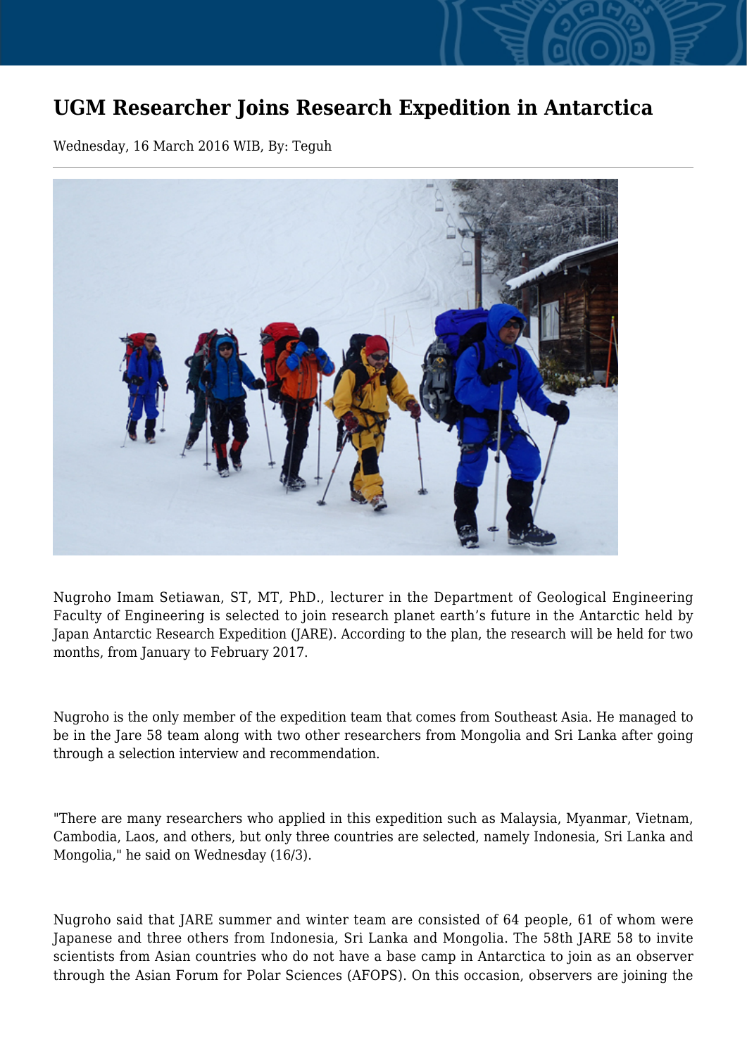# UGM Researcher Joins Research Expedition in Antarctica

Wednesday, 16 March 2016 WIB, By: Teguh

Nugroho Imam Setiawan, ST, MT, PhD., lecturer in the Department of Geological Engineering Faculty of Engineering is selected to join research planet earth's future in the Antarctic held by Japan Antarctic Research Expedition (JARE). According to the plan, the research will be held for two months, from January to February 2017.

Nugroho is the only member of the expedition team that comes from Southeast Asia. He managed to be in the Jare 58 team along with two other researchers from Mongolia and Sri Lanka after going through a selection interview and recommendation.

"There are many researchers who applied in this expedition such as Malaysia, Myanmar, Vietnam, Cambodia, Laos, and others, but only three countries are selected, namely Indonesia, Sri Lanka and Mongolia," he said on Wednesday (16/3).

Nugroho said that JARE summer and winter team are consisted of 64 people, 61 of whom were Japanese and three others from Indonesia, Sri Lanka and Mongolia. The 58th JARE 58 to invite scientists from Asian countries who do not have a base camp in Antarctica to join as an observer through the Asian Forum for Polar Sciences (AFOPS). On this occasion, observers are joining the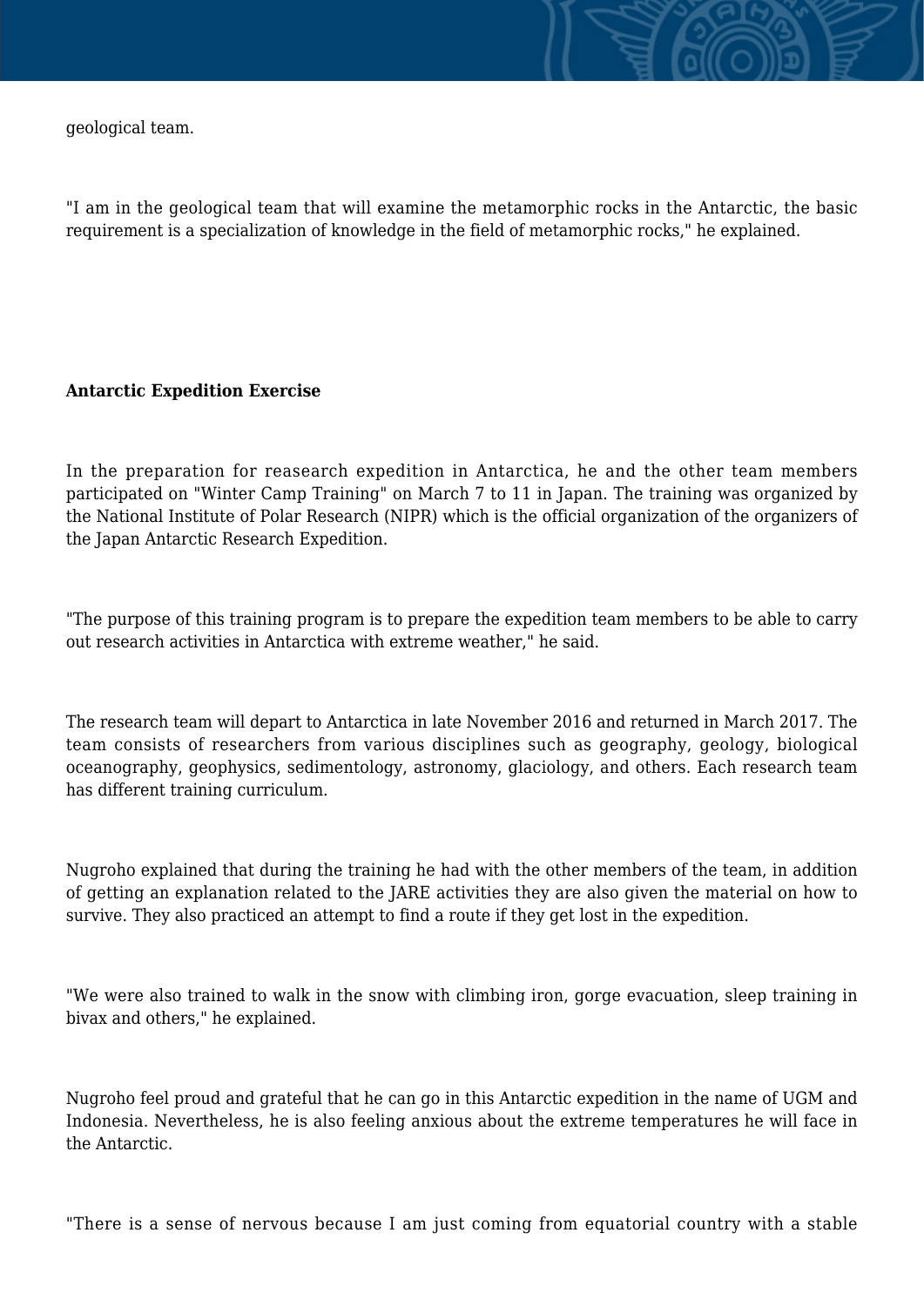geological team.

"I am in the geological team that will examine the metamorphic rocks in the Antarctic, the basic requirement is a specialization of knowledge in the field of metamorphic rocks," he explained.

**Antarctic Expedition Exercise**

In the preparation for reasearch expedition in Antarctica, he and the other team members participated on "Winter Camp Training" on March 7 to 11 in Japan. The training was organized by the National Institute of Polar Research (NIPR) which is the official organization of the organizers of the Japan Antarctic Research Expedition.

"The purpose of this training program is to prepare the expedition team members to be able to carry out research activities in Antarctica with extreme weather," he said.

The research team will depart to Antarctica in late November 2016 and returned in March 2017. The team consists of researchers from various disciplines such as geography, geology, biological oceanography, geophysics, sedimentology, astronomy, glaciology, and others. Each research team has different training curriculum.

Nugroho explained that during the training he had with the other members of the team, in addition of getting an explanation related to the JARE activities they are also given the material on how to survive. They also practiced an attempt to find a route if they get lost in the expedition.

"We were also trained to walk in the snow with climbing iron, gorge evacuation, sleep training in bivax and others," he explained.

Nugroho feel proud and grateful that he can go in this Antarctic expedition in the name of UGM and Indonesia. Nevertheless, he is also feeling anxious about the extreme temperatures he will face in the Antarctic.

"There is a sense of nervous because I am just coming from equatorial country with a stable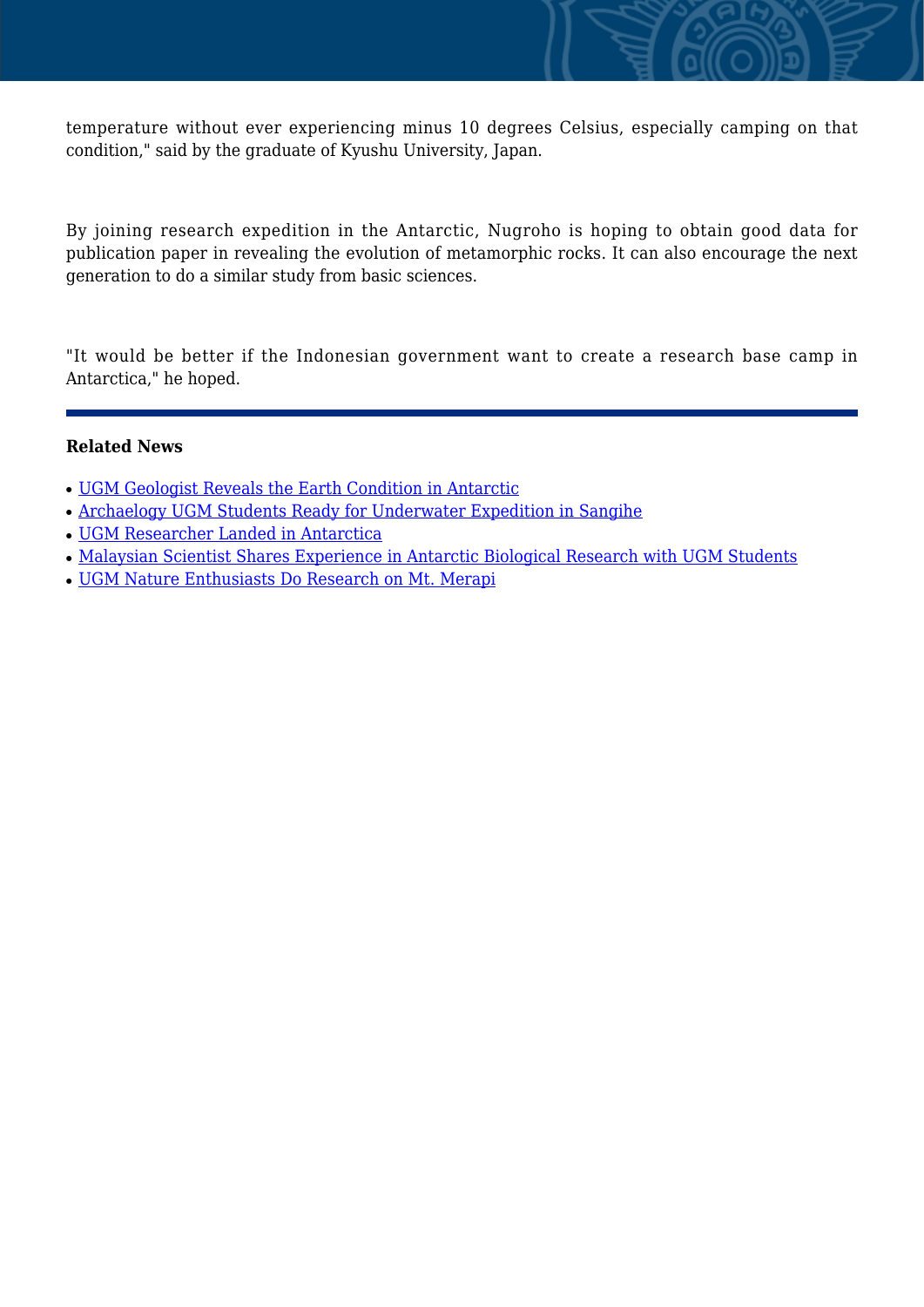temperature without ever experiencing minus 10 degrees Celsius, especially camping on that condition," said by the graduate of Kyushu University, Japan.

By joining research expedition in the Antarctic, Nugroho is hoping to obtain good data for publication paper in revealing the evolution of metamorphic rocks. It can also encourage the next generation to do a similar study from basic sciences.

"It would be better if the Indonesian government want to create a research base camp in Antarctica," he hoped.

---

### Related News

- UGM Geologist Reveals the Earth Condition in Antarctic
- Archaelogy UGM Students Ready for Underwater Expedition in Sangihe
- UGM Researcher Landed in Antarctica
- Malaysian Scientist Shares Experience in Antarctic Biological Research with UGM Students
- UGM Nature Enthusiasts Do Research on Mt. Merapi